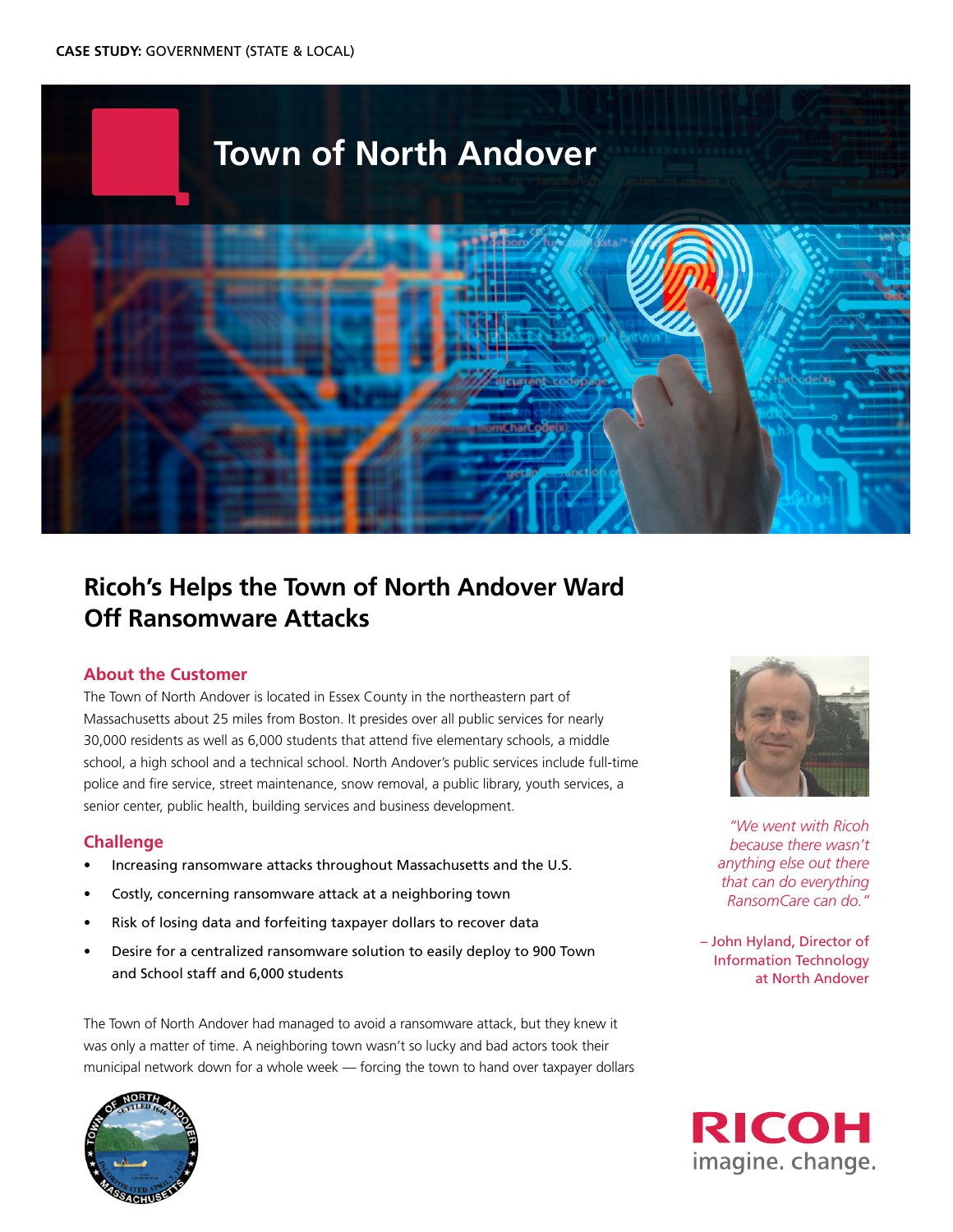**CASE STUDY:** GOVERNMENT (STATE & LOCAL)

# Town of North Andover

## Ricoh's Helps the Town of North Andover Ward Off Ransomware Attacks

### About the Customer

The Town of North Andover is located in Essex County in the northeastern part of Massachusetts about 25 miles from Boston. It presides over all public services for nearly 30,000 residents as well as 6,000 students that attend five elementary schools, a middle school, a high school and a technical school. North Andover's public services include full-time police and fire service, street maintenance, snow removal, a public library, youth services, a senior center, public health, building services and business development.

### Challenge

- Increasing ransomware attacks throughout Massachusetts and the U.S.
- Costly, concerning ransomware attack at a neighboring town
- Risk of losing data and forfeiting taxpayer dollars to recover data
- Desire for a centralized ransomware solution to easily deploy to 900 Town and School staff and 6,000 students

The Town of North Andover had managed to avoid a ransomware attack, but they knew it was only a matter of time. A neighboring town wasn't so lucky and bad actors took their municipal network down for a whole week — forcing the town to hand over taxpayer dollars

*"We went with Ricoh because there wasn't anything else out there that can do everything RansomCare can do."*

– John Hyland, Director of Information Technology at North Andover

RICOH
imagine. change.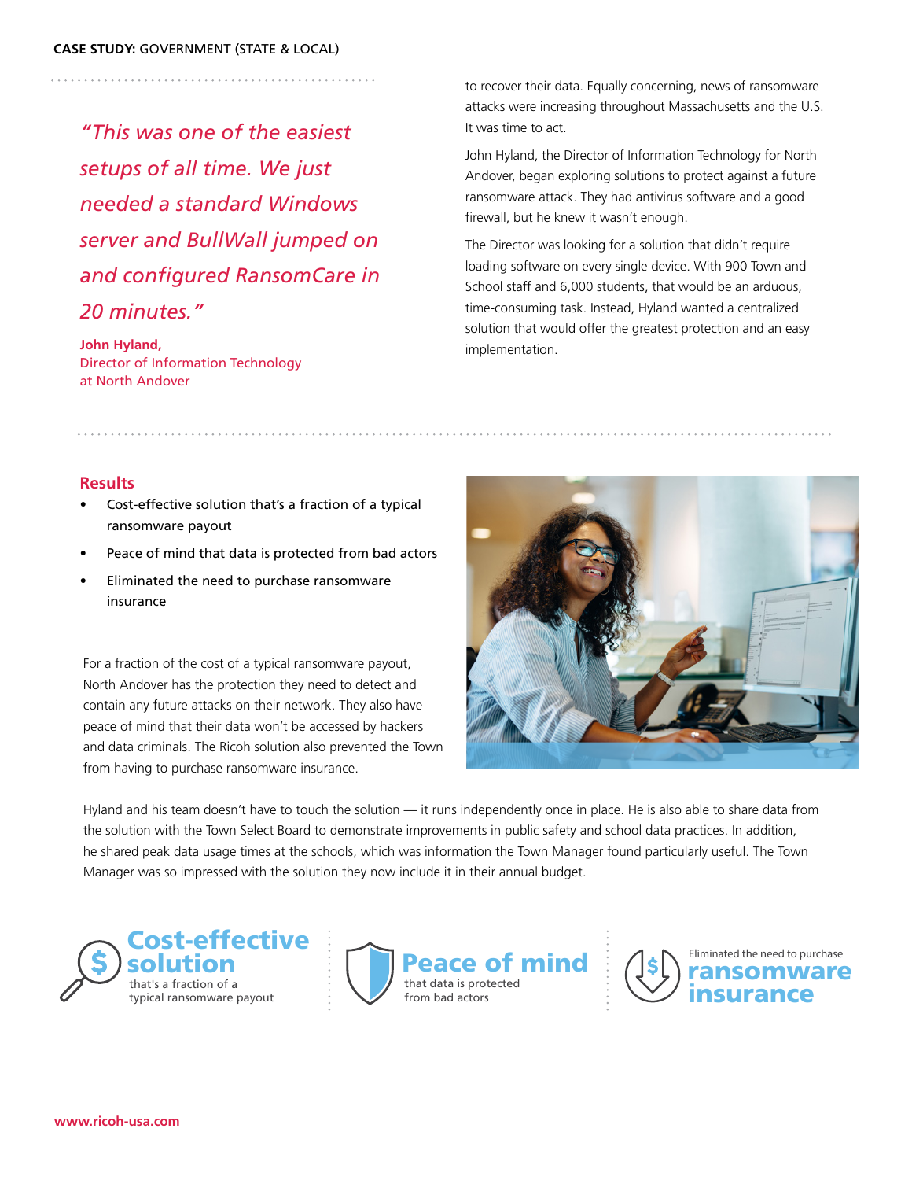CASE STUDY: GOVERNMENT (STATE & LOCAL)

> *"This was one of the easiest setups of all time. We just needed a standard Windows server and BullWall jumped on and configured RansomCare in 20 minutes."*
>
> **John Hyland,**
> Director of Information Technology at North Andover

to recover their data. Equally concerning, news of ransomware attacks were increasing throughout Massachusetts and the U.S. It was time to act.

John Hyland, the Director of Information Technology for North Andover, began exploring solutions to protect against a future ransomware attack. They had antivirus software and a good firewall, but he knew it wasn't enough.

The Director was looking for a solution that didn't require loading software on every single device. With 900 Town and School staff and 6,000 students, that would be an arduous, time-consuming task. Instead, Hyland wanted a centralized solution that would offer the greatest protection and an easy implementation.

## Results

- Cost-effective solution that's a fraction of a typical ransomware payout
- Peace of mind that data is protected from bad actors
- Eliminated the need to purchase ransomware insurance

For a fraction of the cost of a typical ransomware payout, North Andover has the protection they need to detect and contain any future attacks on their network. They also have peace of mind that their data won't be accessed by hackers and data criminals. The Ricoh solution also prevented the Town from having to purchase ransomware insurance.

Hyland and his team doesn't have to touch the solution — it runs independently once in place. He is also able to share data from the solution with the Town Select Board to demonstrate improvements in public safety and school data practices. In addition, he shared peak data usage times at the schools, which was information the Town Manager found particularly useful. The Town Manager was so impressed with the solution they now include it in their annual budget.

**Cost-effective solution** that's a fraction of a typical ransomware payout

**Peace of mind** that data is protected from bad actors

Eliminated the need to purchase **ransomware insurance**

www.ricoh-usa.com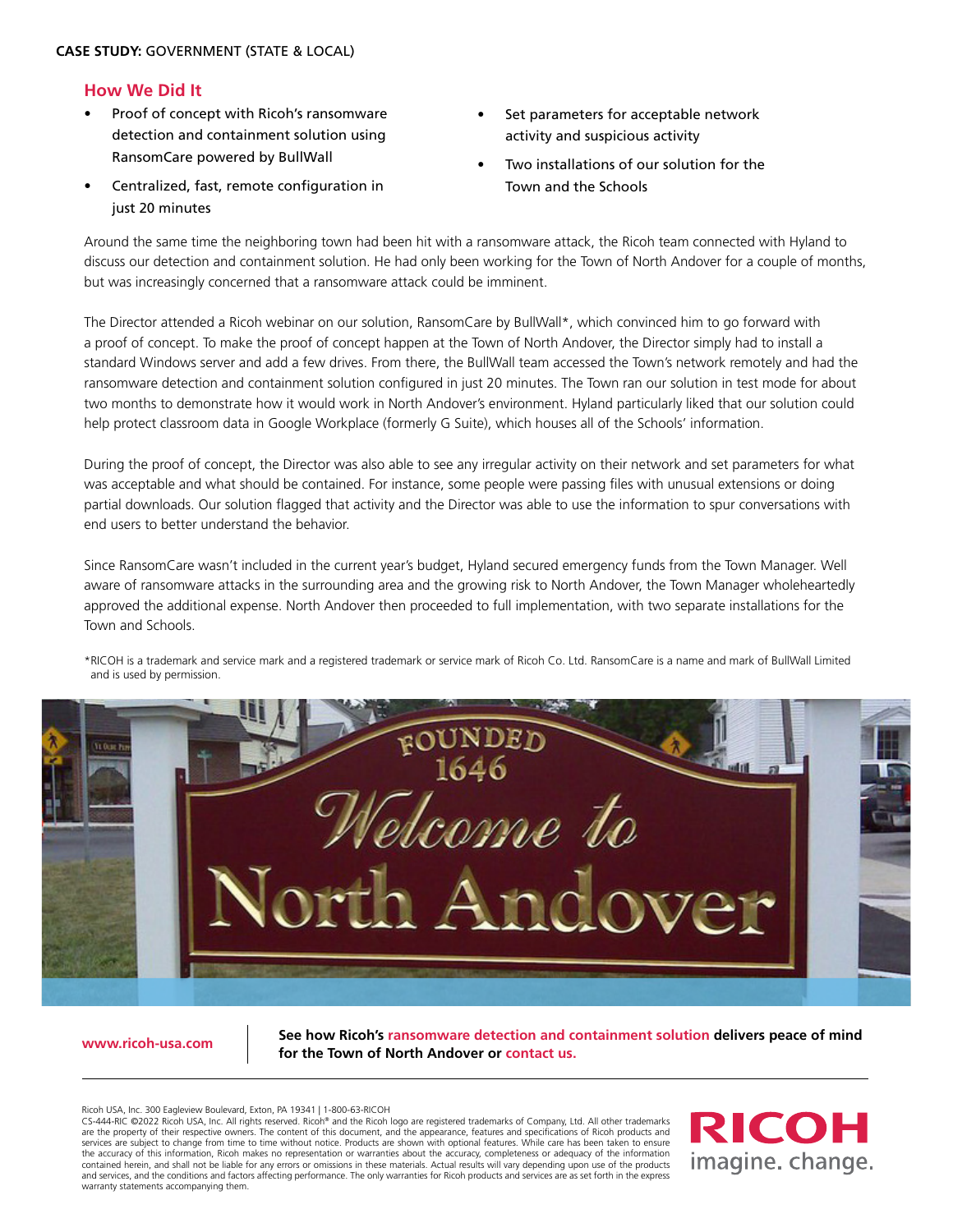**CASE STUDY:** GOVERNMENT (STATE & LOCAL)

## How We Did It

- Proof of concept with Ricoh's ransomware detection and containment solution using RansomCare powered by BullWall
- Centralized, fast, remote configuration in just 20 minutes
- Set parameters for acceptable network activity and suspicious activity
- Two installations of our solution for the Town and the Schools

Around the same time the neighboring town had been hit with a ransomware attack, the Ricoh team connected with Hyland to discuss our detection and containment solution. He had only been working for the Town of North Andover for a couple of months, but was increasingly concerned that a ransomware attack could be imminent.

The Director attended a Ricoh webinar on our solution, RansomCare by BullWall*, which convinced him to go forward with a proof of concept. To make the proof of concept happen at the Town of North Andover, the Director simply had to install a standard Windows server and add a few drives. From there, the BullWall team accessed the Town's network remotely and had the ransomware detection and containment solution configured in just 20 minutes. The Town ran our solution in test mode for about two months to demonstrate how it would work in North Andover's environment. Hyland particularly liked that our solution could help protect classroom data in Google Workplace (formerly G Suite), which houses all of the Schools' information.

During the proof of concept, the Director was also able to see any irregular activity on their network and set parameters for what was acceptable and what should be contained. For instance, some people were passing files with unusual extensions or doing partial downloads. Our solution flagged that activity and the Director was able to use the information to spur conversations with end users to better understand the behavior.

Since RansomCare wasn't included in the current year's budget, Hyland secured emergency funds from the Town Manager. Well aware of ransomware attacks in the surrounding area and the growing risk to North Andover, the Town Manager wholeheartedly approved the additional expense. North Andover then proceeded to full implementation, with two separate installations for the Town and Schools.

*RICOH is a trademark and service mark and a registered trademark or service mark of Ricoh Co. Ltd. RansomCare is a name and mark of BullWall Limited and is used by permission.

FOUNDED 1646
Welcome to
North Andover

www.ricoh-usa.com

**See how Ricoh's ransomware detection and containment solution delivers peace of mind for the Town of North Andover or contact us.**

Ricoh USA, Inc. 300 Eagleview Boulevard, Exton, PA 19341 | 1-800-63-RICOH

CS-444-RIC ©2022 Ricoh USA, Inc. All rights reserved. Ricoh® and the Ricoh logo are registered trademarks of Company, Ltd. All other trademarks are the property of their respective owners. The content of this document, and the appearance, features and specifications of Ricoh products and services are subject to change from time to time without notice. Products are shown with optional features. While care has been taken to ensure the accuracy of this information, Ricoh makes no representation or warranties about the accuracy, completeness or adequacy of the information contained herein, and shall not be liable for any errors or omissions in these materials. Actual results will vary depending upon use of the products and services, and the conditions and factors affecting performance. The only warranties for Ricoh products and services are as set forth in the express warranty statements accompanying them.

RICOH
imagine. change.